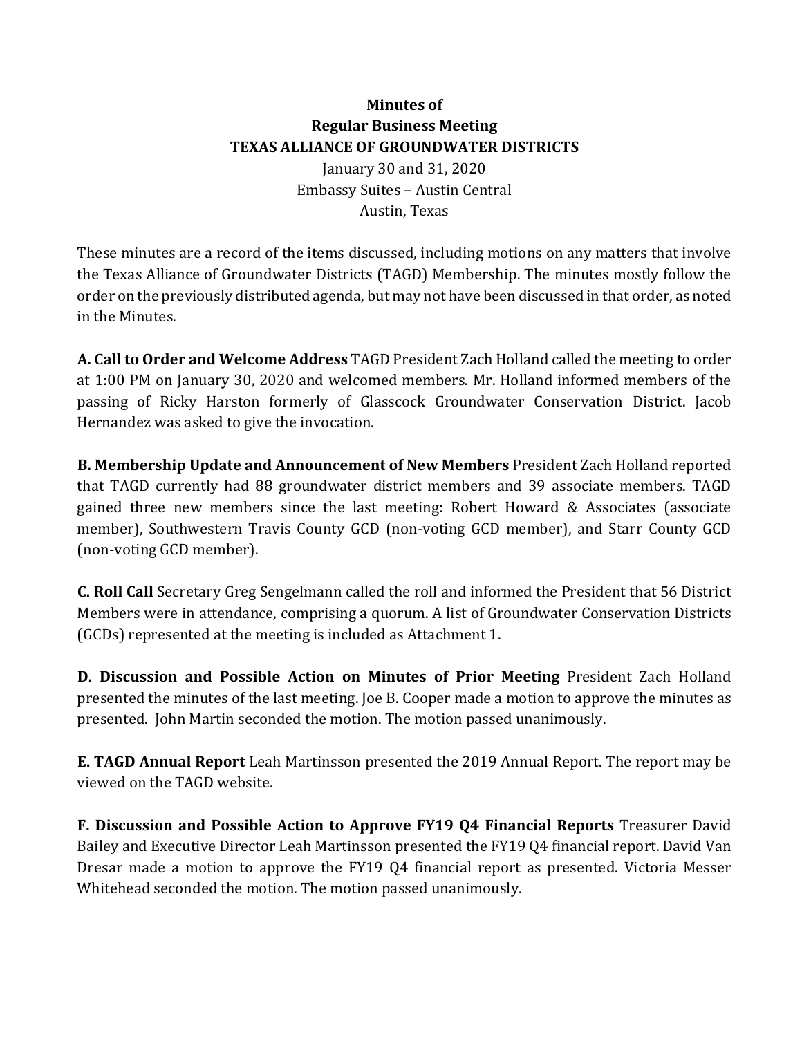**Minutes of**

**Regular Business Meeting**

**TEXAS ALLIANCE OF GROUNDWATER DISTRICTS**

January 30 and 31, 2020

Embassy Suites – Austin Central

Austin, Texas

These minutes are a record of the items discussed, including motions on any matters that involve the Texas Alliance of Groundwater Districts (TAGD) Membership. The minutes mostly follow the order on the previously distributed agenda, but may not have been discussed in that order, as noted in the Minutes.

**A. Call to Order and Welcome Address** TAGD President Zach Holland called the meeting to order at 1:00 PM on January 30, 2020 and welcomed members. Mr. Holland informed members of the passing of Ricky Harston formerly of Glasscock Groundwater Conservation District. Jacob Hernandez was asked to give the invocation.

**B. Membership Update and Announcement of New Members** President Zach Holland reported that TAGD currently had 88 groundwater district members and 39 associate members. TAGD gained three new members since the last meeting: Robert Howard & Associates (associate member), Southwestern Travis County GCD (non-voting GCD member), and Starr County GCD (non-voting GCD member).

**C. Roll Call** Secretary Greg Sengelmann called the roll and informed the President that 56 District Members were in attendance, comprising a quorum. A list of Groundwater Conservation Districts (GCDs) represented at the meeting is included as Attachment 1.

**D. Discussion and Possible Action on Minutes of Prior Meeting** President Zach Holland presented the minutes of the last meeting. Joe B. Cooper made a motion to approve the minutes as presented. John Martin seconded the motion. The motion passed unanimously.

**E. TAGD Annual Report** Leah Martinsson presented the 2019 Annual Report. The report may be viewed on the TAGD website.

**F. Discussion and Possible Action to Approve FY19 Q4 Financial Reports** Treasurer David Bailey and Executive Director Leah Martinsson presented the FY19 Q4 financial report. David Van Dresar made a motion to approve the FY19 Q4 financial report as presented. Victoria Messer Whitehead seconded the motion. The motion passed unanimously.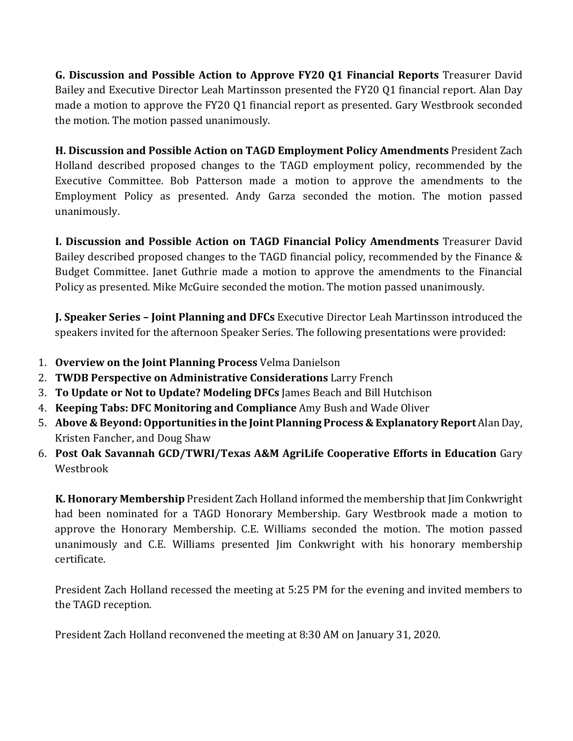**G. Discussion and Possible Action to Approve FY20 Q1 Financial Reports** Treasurer David Bailey and Executive Director Leah Martinsson presented the FY20 Q1 financial report. Alan Day made a motion to approve the FY20 Q1 financial report as presented. Gary Westbrook seconded the motion. The motion passed unanimously.

**H. Discussion and Possible Action on TAGD Employment Policy Amendments** President Zach Holland described proposed changes to the TAGD employment policy, recommended by the Executive Committee. Bob Patterson made a motion to approve the amendments to the Employment Policy as presented. Andy Garza seconded the motion. The motion passed unanimously.

**I. Discussion and Possible Action on TAGD Financial Policy Amendments** Treasurer David Bailey described proposed changes to the TAGD financial policy, recommended by the Finance & Budget Committee. Janet Guthrie made a motion to approve the amendments to the Financial Policy as presented. Mike McGuire seconded the motion. The motion passed unanimously.

**J. Speaker Series – Joint Planning and DFCs** Executive Director Leah Martinsson introduced the speakers invited for the afternoon Speaker Series. The following presentations were provided:

1. **Overview on the Joint Planning Process** Velma Danielson
2. **TWDB Perspective on Administrative Considerations** Larry French
3. **To Update or Not to Update? Modeling DFCs** James Beach and Bill Hutchison
4. **Keeping Tabs: DFC Monitoring and Compliance** Amy Bush and Wade Oliver
5. **Above & Beyond: Opportunities in the Joint Planning Process & Explanatory Report** Alan Day, Kristen Fancher, and Doug Shaw
6. **Post Oak Savannah GCD/TWRI/Texas A&M AgriLife Cooperative Efforts in Education** Gary Westbrook

**K. Honorary Membership** President Zach Holland informed the membership that Jim Conkwright had been nominated for a TAGD Honorary Membership. Gary Westbrook made a motion to approve the Honorary Membership. C.E. Williams seconded the motion. The motion passed unanimously and C.E. Williams presented Jim Conkwright with his honorary membership certificate.

President Zach Holland recessed the meeting at 5:25 PM for the evening and invited members to the TAGD reception.

President Zach Holland reconvened the meeting at 8:30 AM on January 31, 2020.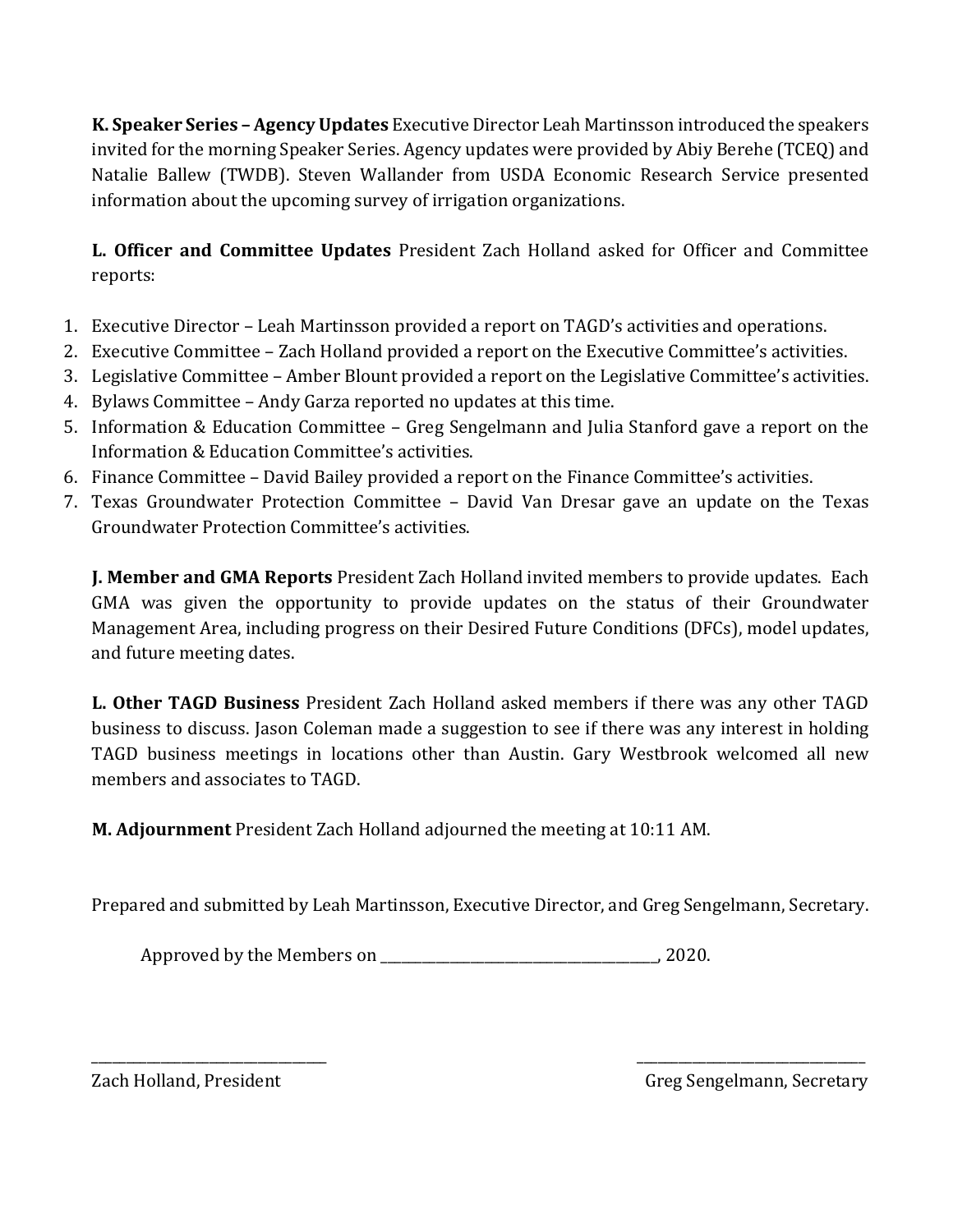**K. Speaker Series – Agency Updates** Executive Director Leah Martinsson introduced the speakers invited for the morning Speaker Series. Agency updates were provided by Abiy Berehe (TCEQ) and Natalie Ballew (TWDB). Steven Wallander from USDA Economic Research Service presented information about the upcoming survey of irrigation organizations.

**L. Officer and Committee Updates** President Zach Holland asked for Officer and Committee reports:

1. Executive Director – Leah Martinsson provided a report on TAGD's activities and operations.
2. Executive Committee – Zach Holland provided a report on the Executive Committee's activities.
3. Legislative Committee – Amber Blount provided a report on the Legislative Committee's activities.
4. Bylaws Committee – Andy Garza reported no updates at this time.
5. Information & Education Committee – Greg Sengelmann and Julia Stanford gave a report on the Information & Education Committee's activities.
6. Finance Committee – David Bailey provided a report on the Finance Committee's activities.
7. Texas Groundwater Protection Committee – David Van Dresar gave an update on the Texas Groundwater Protection Committee's activities.

**J. Member and GMA Reports** President Zach Holland invited members to provide updates. Each GMA was given the opportunity to provide updates on the status of their Groundwater Management Area, including progress on their Desired Future Conditions (DFCs), model updates, and future meeting dates.

**L. Other TAGD Business** President Zach Holland asked members if there was any other TAGD business to discuss. Jason Coleman made a suggestion to see if there was any interest in holding TAGD business meetings in locations other than Austin. Gary Westbrook welcomed all new members and associates to TAGD.

**M. Adjournment** President Zach Holland adjourned the meeting at 10:11 AM.

Prepared and submitted by Leah Martinsson, Executive Director, and Greg Sengelmann, Secretary.

Approved by the Members on ______________________________________, 2020.

_________________________________ Zach Holland, President

_________________________________ Greg Sengelmann, Secretary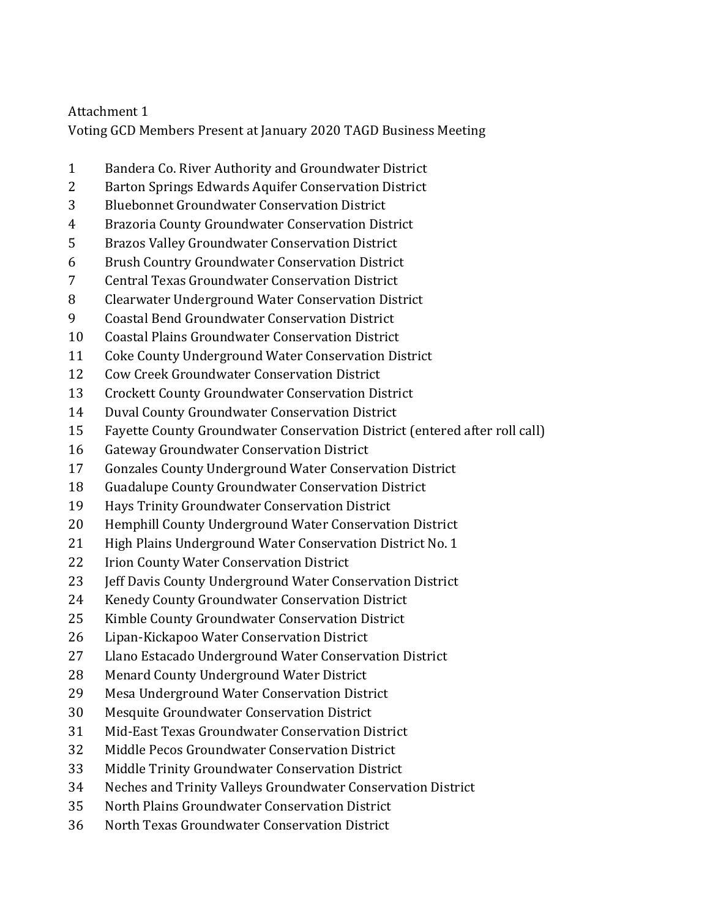Attachment 1

Voting GCD Members Present at January 2020 TAGD Business Meeting

1 Bandera Co. River Authority and Groundwater District
2 Barton Springs Edwards Aquifer Conservation District
3 Bluebonnet Groundwater Conservation District
4 Brazoria County Groundwater Conservation District
5 Brazos Valley Groundwater Conservation District
6 Brush Country Groundwater Conservation District
7 Central Texas Groundwater Conservation District
8 Clearwater Underground Water Conservation District
9 Coastal Bend Groundwater Conservation District
10 Coastal Plains Groundwater Conservation District
11 Coke County Underground Water Conservation District
12 Cow Creek Groundwater Conservation District
13 Crockett County Groundwater Conservation District
14 Duval County Groundwater Conservation District
15 Fayette County Groundwater Conservation District (entered after roll call)
16 Gateway Groundwater Conservation District
17 Gonzales County Underground Water Conservation District
18 Guadalupe County Groundwater Conservation District
19 Hays Trinity Groundwater Conservation District
20 Hemphill County Underground Water Conservation District
21 High Plains Underground Water Conservation District No. 1
22 Irion County Water Conservation District
23 Jeff Davis County Underground Water Conservation District
24 Kenedy County Groundwater Conservation District
25 Kimble County Groundwater Conservation District
26 Lipan-Kickapoo Water Conservation District
27 Llano Estacado Underground Water Conservation District
28 Menard County Underground Water District
29 Mesa Underground Water Conservation District
30 Mesquite Groundwater Conservation District
31 Mid-East Texas Groundwater Conservation District
32 Middle Pecos Groundwater Conservation District
33 Middle Trinity Groundwater Conservation District
34 Neches and Trinity Valleys Groundwater Conservation District
35 North Plains Groundwater Conservation District
36 North Texas Groundwater Conservation District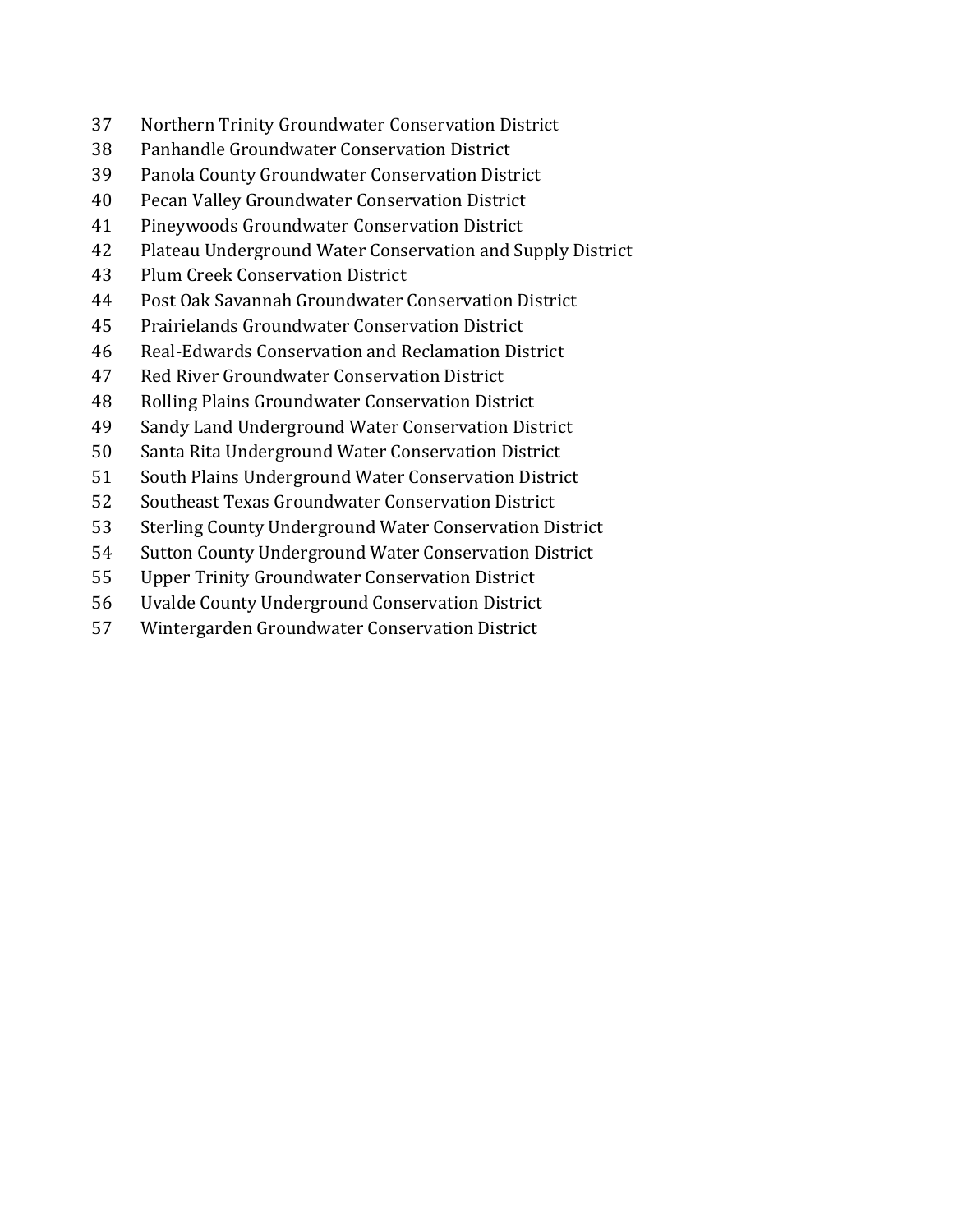37 Northern Trinity Groundwater Conservation District
38 Panhandle Groundwater Conservation District
39 Panola County Groundwater Conservation District
40 Pecan Valley Groundwater Conservation District
41 Pineywoods Groundwater Conservation District
42 Plateau Underground Water Conservation and Supply District
43 Plum Creek Conservation District
44 Post Oak Savannah Groundwater Conservation District
45 Prairielands Groundwater Conservation District
46 Real-Edwards Conservation and Reclamation District
47 Red River Groundwater Conservation District
48 Rolling Plains Groundwater Conservation District
49 Sandy Land Underground Water Conservation District
50 Santa Rita Underground Water Conservation District
51 South Plains Underground Water Conservation District
52 Southeast Texas Groundwater Conservation District
53 Sterling County Underground Water Conservation District
54 Sutton County Underground Water Conservation District
55 Upper Trinity Groundwater Conservation District
56 Uvalde County Underground Conservation District
57 Wintergarden Groundwater Conservation District